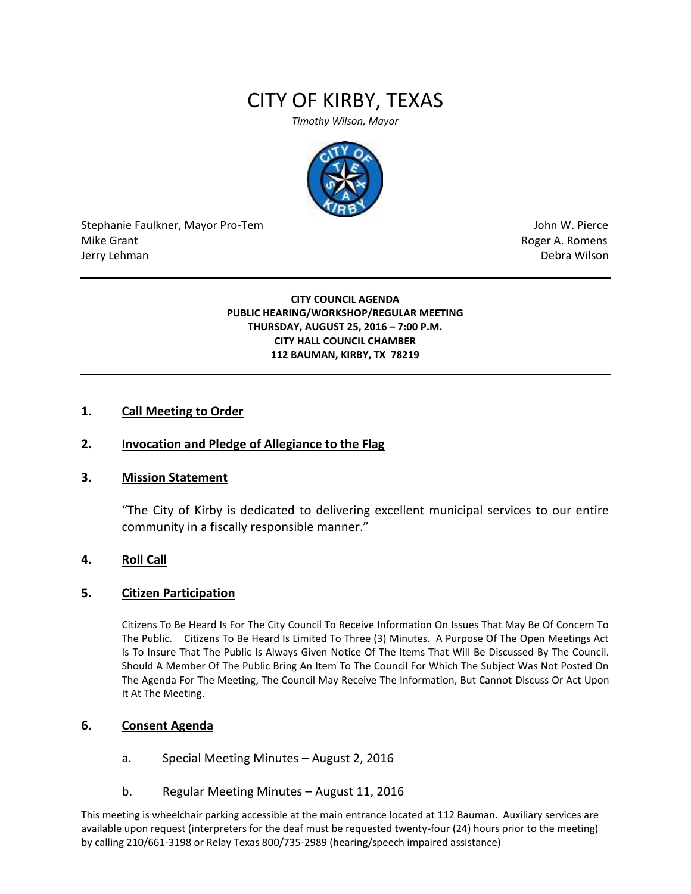# CITY OF KIRBY, TEXAS

*Timothy Wilson, Mayor*

Stephanie Faulkner, Mayor Pro-Tem
Mike Grant
Jerry Lehman

John W. Pierce
Roger A. Romens
Debra Wilson

---

**CITY COUNCIL AGENDA**
**PUBLIC HEARING/WORKSHOP/REGULAR MEETING**
**THURSDAY, AUGUST 25, 2016 – 7:00 P.M.**
**CITY HALL COUNCIL CHAMBER**
**112 BAUMAN, KIRBY, TX 78219**

---

**1. Call Meeting to Order**

**2. Invocation and Pledge of Allegiance to the Flag**

**3. Mission Statement**

"The City of Kirby is dedicated to delivering excellent municipal services to our entire community in a fiscally responsible manner."

**4. Roll Call**

**5. Citizen Participation**

Citizens To Be Heard Is For The City Council To Receive Information On Issues That May Be Of Concern To The Public. Citizens To Be Heard Is Limited To Three (3) Minutes. A Purpose Of The Open Meetings Act Is To Insure That The Public Is Always Given Notice Of The Items That Will Be Discussed By The Council. Should A Member Of The Public Bring An Item To The Council For Which The Subject Was Not Posted On The Agenda For The Meeting, The Council May Receive The Information, But Cannot Discuss Or Act Upon It At The Meeting.

**6. Consent Agenda**

a. Special Meeting Minutes – August 2, 2016

b. Regular Meeting Minutes – August 11, 2016

This meeting is wheelchair parking accessible at the main entrance located at 112 Bauman. Auxiliary services are available upon request (interpreters for the deaf must be requested twenty-four (24) hours prior to the meeting) by calling 210/661-3198 or Relay Texas 800/735-2989 (hearing/speech impaired assistance)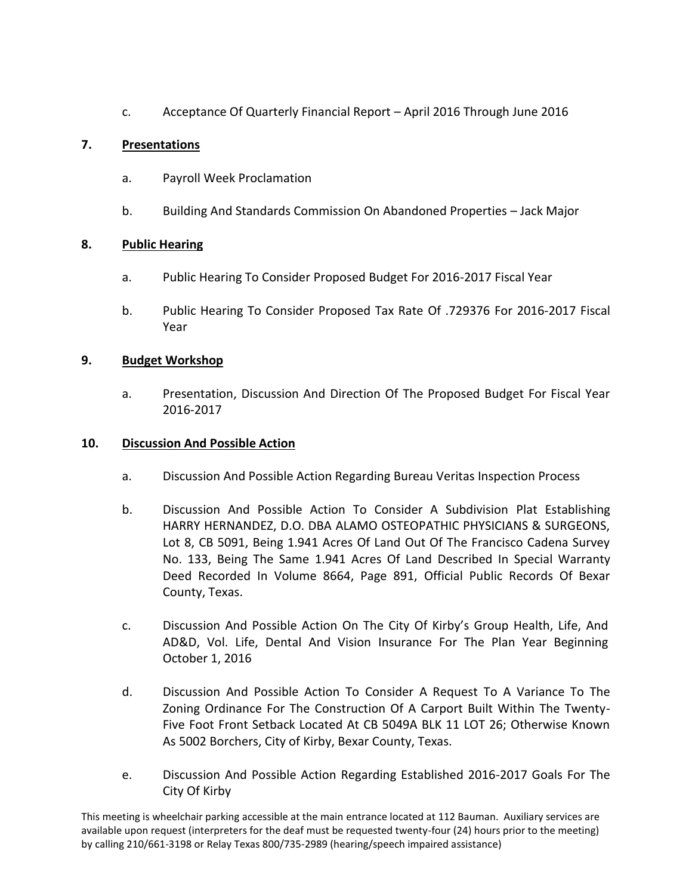c. Acceptance Of Quarterly Financial Report – April 2016 Through June 2016

**7. Presentations**

a. Payroll Week Proclamation

b. Building And Standards Commission On Abandoned Properties – Jack Major

**8. Public Hearing**

a. Public Hearing To Consider Proposed Budget For 2016-2017 Fiscal Year

b. Public Hearing To Consider Proposed Tax Rate Of .729376 For 2016-2017 Fiscal Year

**9. Budget Workshop**

a. Presentation, Discussion And Direction Of The Proposed Budget For Fiscal Year 2016-2017

**10. Discussion And Possible Action**

a. Discussion And Possible Action Regarding Bureau Veritas Inspection Process

b. Discussion And Possible Action To Consider A Subdivision Plat Establishing HARRY HERNANDEZ, D.O. DBA ALAMO OSTEOPATHIC PHYSICIANS & SURGEONS, Lot 8, CB 5091, Being 1.941 Acres Of Land Out Of The Francisco Cadena Survey No. 133, Being The Same 1.941 Acres Of Land Described In Special Warranty Deed Recorded In Volume 8664, Page 891, Official Public Records Of Bexar County, Texas.

c. Discussion And Possible Action On The City Of Kirby's Group Health, Life, And AD&D, Vol. Life, Dental And Vision Insurance For The Plan Year Beginning October 1, 2016

d. Discussion And Possible Action To Consider A Request To A Variance To The Zoning Ordinance For The Construction Of A Carport Built Within The Twenty-Five Foot Front Setback Located At CB 5049A BLK 11 LOT 26; Otherwise Known As 5002 Borchers, City of Kirby, Bexar County, Texas.

e. Discussion And Possible Action Regarding Established 2016-2017 Goals For The City Of Kirby

This meeting is wheelchair parking accessible at the main entrance located at 112 Bauman. Auxiliary services are available upon request (interpreters for the deaf must be requested twenty-four (24) hours prior to the meeting) by calling 210/661-3198 or Relay Texas 800/735-2989 (hearing/speech impaired assistance)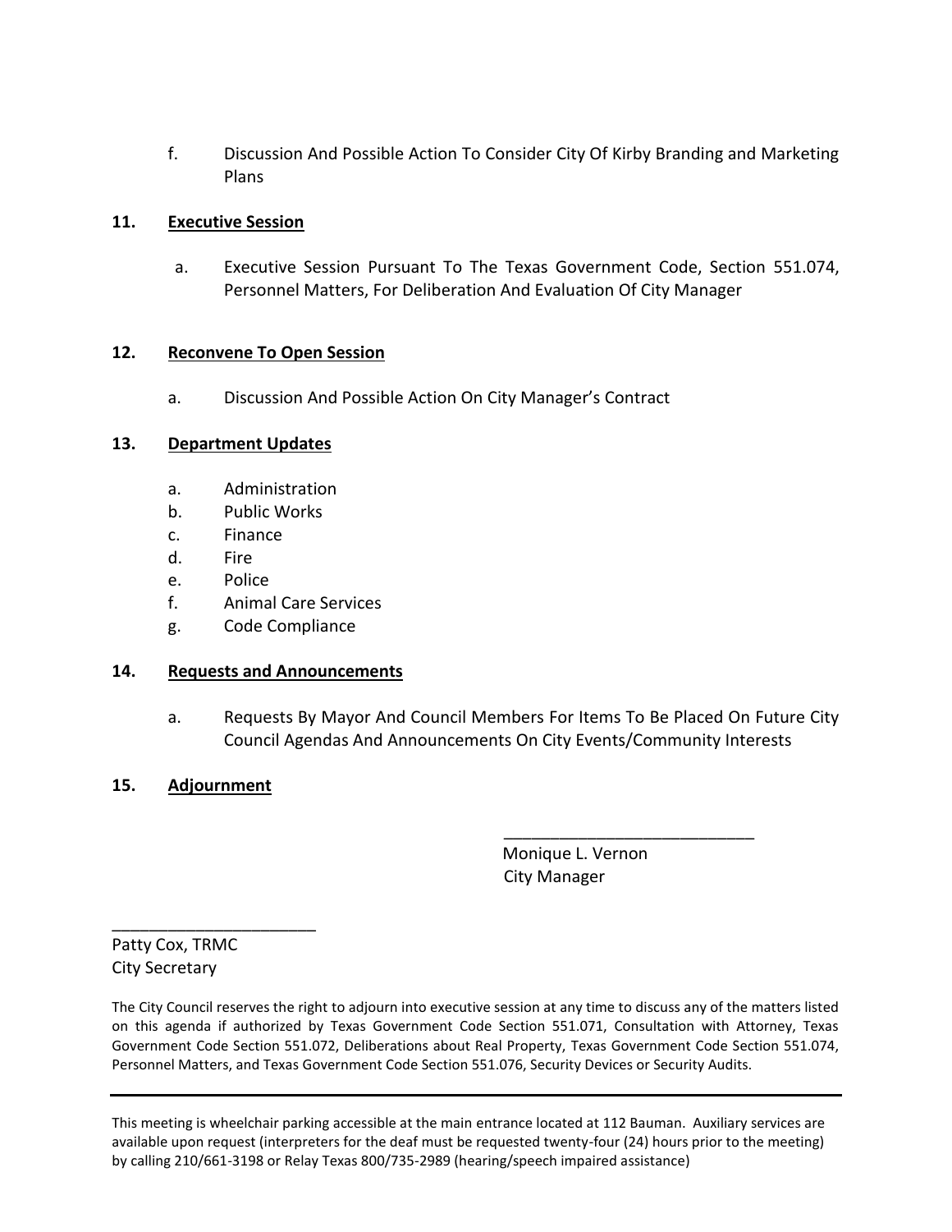f. Discussion And Possible Action To Consider City Of Kirby Branding and Marketing Plans

**11. <u>Executive Session</u>**

a. Executive Session Pursuant To The Texas Government Code, Section 551.074, Personnel Matters, For Deliberation And Evaluation Of City Manager

**12. <u>Reconvene To Open Session</u>**

a. Discussion And Possible Action On City Manager's Contract

**13. <u>Department Updates</u>**

a. Administration
b. Public Works
c. Finance
d. Fire
e. Police
f. Animal Care Services
g. Code Compliance

**14. <u>Requests and Announcements</u>**

a. Requests By Mayor And Council Members For Items To Be Placed On Future City Council Agendas And Announcements On City Events/Community Interests

**15. <u>Adjournment</u>**

\_\_\_\_\_\_\_\_\_\_\_\_\_\_\_\_\_\_\_\_\_\_\_\_\_\_\_
Monique L. Vernon
City Manager

\_\_\_\_\_\_\_\_\_\_\_\_\_\_\_\_\_\_\_\_\_\_
Patty Cox, TRMC
City Secretary

The City Council reserves the right to adjourn into executive session at any time to discuss any of the matters listed on this agenda if authorized by Texas Government Code Section 551.071, Consultation with Attorney, Texas Government Code Section 551.072, Deliberations about Real Property, Texas Government Code Section 551.074, Personnel Matters, and Texas Government Code Section 551.076, Security Devices or Security Audits.

---

This meeting is wheelchair parking accessible at the main entrance located at 112 Bauman. Auxiliary services are available upon request (interpreters for the deaf must be requested twenty-four (24) hours prior to the meeting) by calling 210/661-3198 or Relay Texas 800/735-2989 (hearing/speech impaired assistance)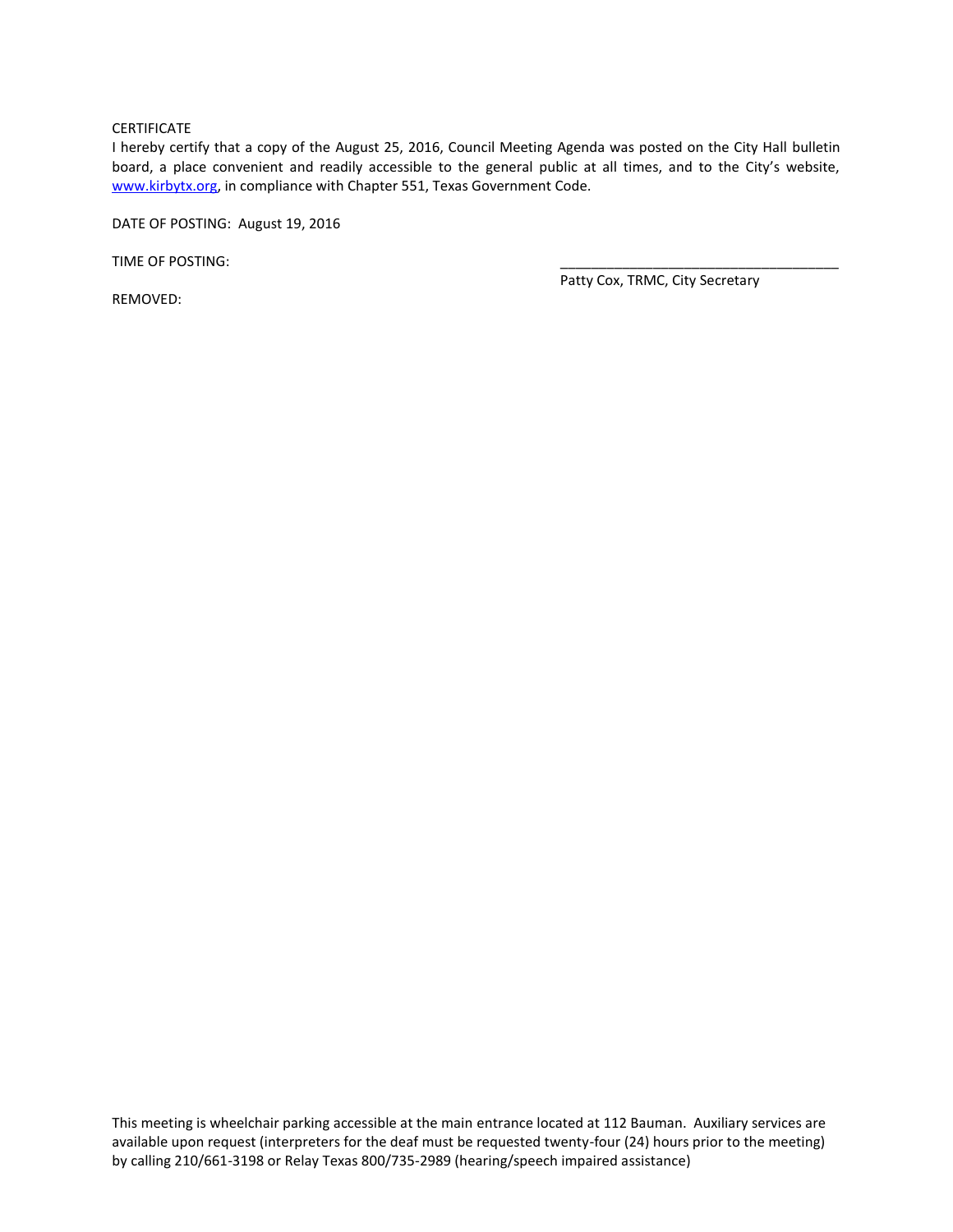CERTIFICATE

I hereby certify that a copy of the August 25, 2016, Council Meeting Agenda was posted on the City Hall bulletin board, a place convenient and readily accessible to the general public at all times, and to the City's website, www.kirbytx.org, in compliance with Chapter 551, Texas Government Code.

DATE OF POSTING: August 19, 2016

TIME OF POSTING:

\_\_\_\_\_\_\_\_\_\_\_\_\_\_\_\_\_\_\_\_\_\_\_\_\_\_\_\_\_\_\_\_\_\_\_\_

Patty Cox, TRMC, City Secretary

REMOVED:

This meeting is wheelchair parking accessible at the main entrance located at 112 Bauman. Auxiliary services are available upon request (interpreters for the deaf must be requested twenty-four (24) hours prior to the meeting) by calling 210/661-3198 or Relay Texas 800/735-2989 (hearing/speech impaired assistance)